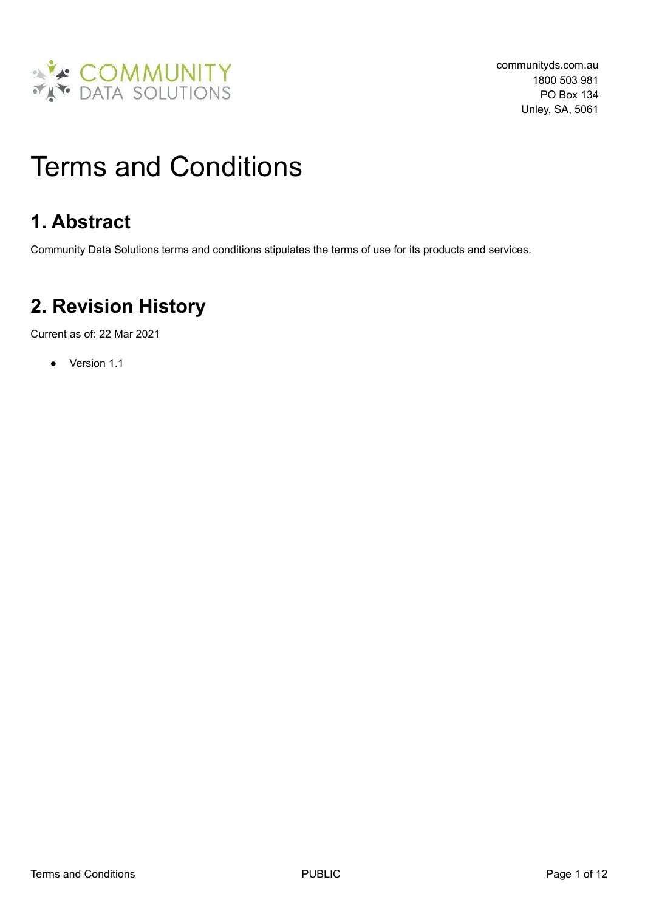COMMUNITY DATA SOLUTIONS

communityds.com.au
1800 503 981
PO Box 134
Unley, SA, 5061

# Terms and Conditions

## 1. Abstract

Community Data Solutions terms and conditions stipulates the terms of use for its products and services.

## 2. Revision History

Current as of: 22 Mar 2021

- Version 1.1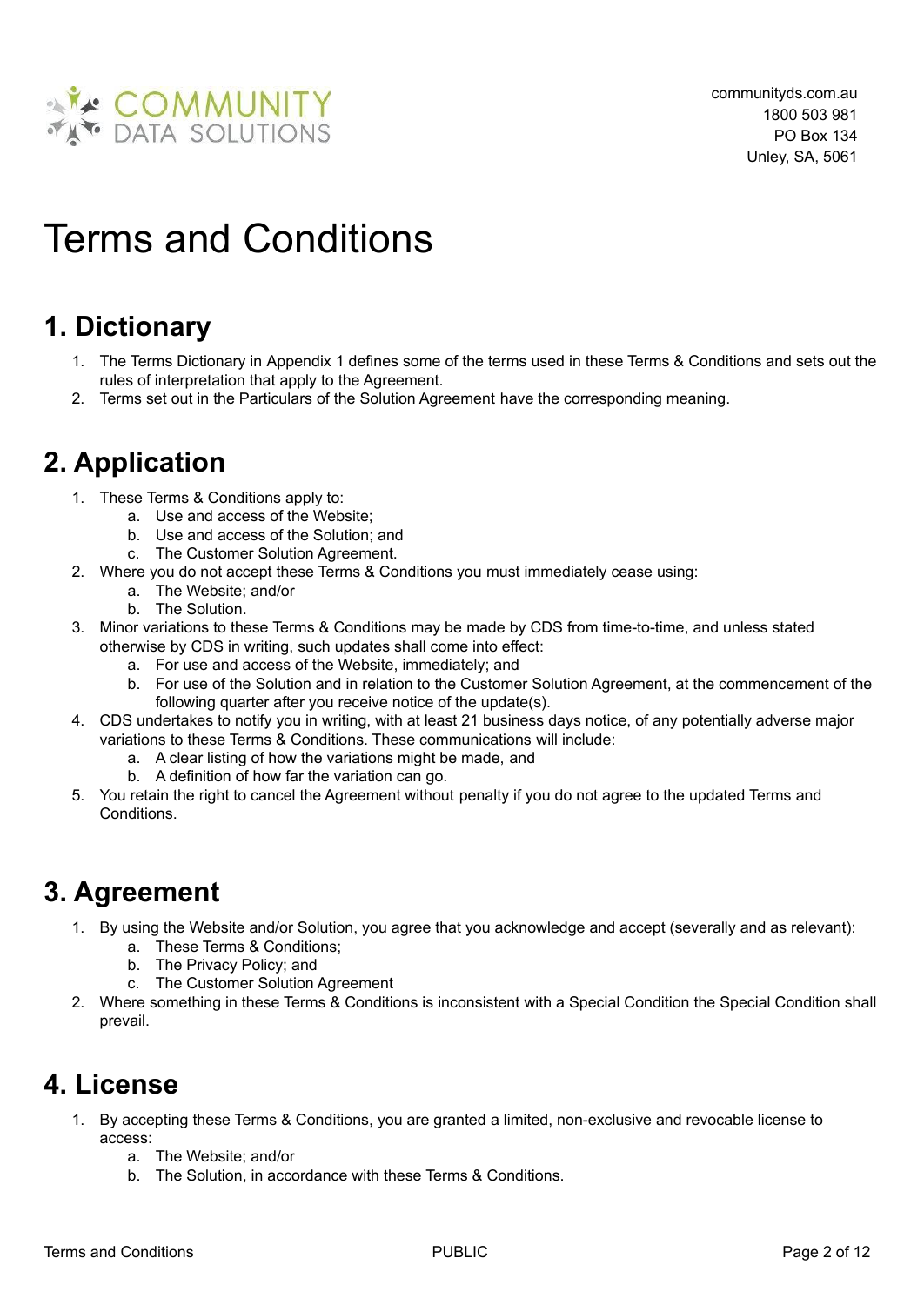# Terms and Conditions

## 1. Dictionary

1. The Terms Dictionary in Appendix 1 defines some of the terms used in these Terms & Conditions and sets out the rules of interpretation that apply to the Agreement.
2. Terms set out in the Particulars of the Solution Agreement have the corresponding meaning.

## 2. Application

1. These Terms & Conditions apply to:
    a. Use and access of the Website;
    b. Use and access of the Solution; and
    c. The Customer Solution Agreement.
2. Where you do not accept these Terms & Conditions you must immediately cease using:
    a. The Website; and/or
    b. The Solution.
3. Minor variations to these Terms & Conditions may be made by CDS from time-to-time, and unless stated otherwise by CDS in writing, such updates shall come into effect:
    a. For use and access of the Website, immediately; and
    b. For use of the Solution and in relation to the Customer Solution Agreement, at the commencement of the following quarter after you receive notice of the update(s).
4. CDS undertakes to notify you in writing, with at least 21 business days notice, of any potentially adverse major variations to these Terms & Conditions. These communications will include:
    a. A clear listing of how the variations might be made, and
    b. A definition of how far the variation can go.
5. You retain the right to cancel the Agreement without penalty if you do not agree to the updated Terms and Conditions.

## 3. Agreement

1. By using the Website and/or Solution, you agree that you acknowledge and accept (severally and as relevant):
    a. These Terms & Conditions;
    b. The Privacy Policy; and
    c. The Customer Solution Agreement
2. Where something in these Terms & Conditions is inconsistent with a Special Condition the Special Condition shall prevail.

## 4. License

1. By accepting these Terms & Conditions, you are granted a limited, non-exclusive and revocable license to access:
    a. The Website; and/or
    b. The Solution, in accordance with these Terms & Conditions.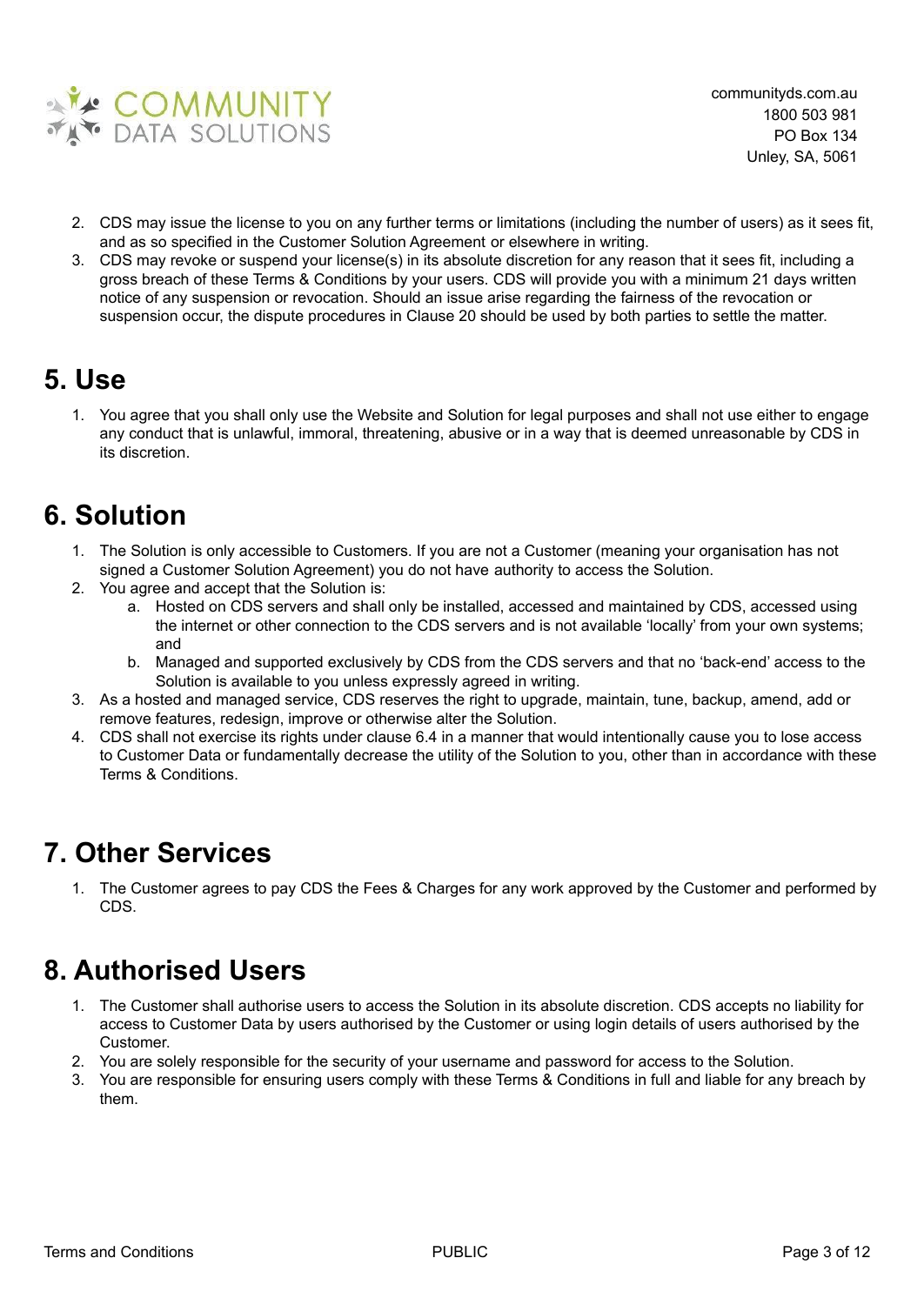2. CDS may issue the license to you on any further terms or limitations (including the number of users) as it sees fit, and as so specified in the Customer Solution Agreement or elsewhere in writing.
3. CDS may revoke or suspend your license(s) in its absolute discretion for any reason that it sees fit, including a gross breach of these Terms & Conditions by your users. CDS will provide you with a minimum 21 days written notice of any suspension or revocation. Should an issue arise regarding the fairness of the revocation or suspension occur, the dispute procedures in Clause 20 should be used by both parties to settle the matter.

# 5. Use

1. You agree that you shall only use the Website and Solution for legal purposes and shall not use either to engage any conduct that is unlawful, immoral, threatening, abusive or in a way that is deemed unreasonable by CDS in its discretion.

# 6. Solution

1. The Solution is only accessible to Customers. If you are not a Customer (meaning your organisation has not signed a Customer Solution Agreement) you do not have authority to access the Solution.
2. You agree and accept that the Solution is:
    a. Hosted on CDS servers and shall only be installed, accessed and maintained by CDS, accessed using the internet or other connection to the CDS servers and is not available 'locally' from your own systems; and
    b. Managed and supported exclusively by CDS from the CDS servers and that no 'back-end' access to the Solution is available to you unless expressly agreed in writing.
3. As a hosted and managed service, CDS reserves the right to upgrade, maintain, tune, backup, amend, add or remove features, redesign, improve or otherwise alter the Solution.
4. CDS shall not exercise its rights under clause 6.4 in a manner that would intentionally cause you to lose access to Customer Data or fundamentally decrease the utility of the Solution to you, other than in accordance with these Terms & Conditions.

# 7. Other Services

1. The Customer agrees to pay CDS the Fees & Charges for any work approved by the Customer and performed by CDS.

# 8. Authorised Users

1. The Customer shall authorise users to access the Solution in its absolute discretion. CDS accepts no liability for access to Customer Data by users authorised by the Customer or using login details of users authorised by the Customer.
2. You are solely responsible for the security of your username and password for access to the Solution.
3. You are responsible for ensuring users comply with these Terms & Conditions in full and liable for any breach by them.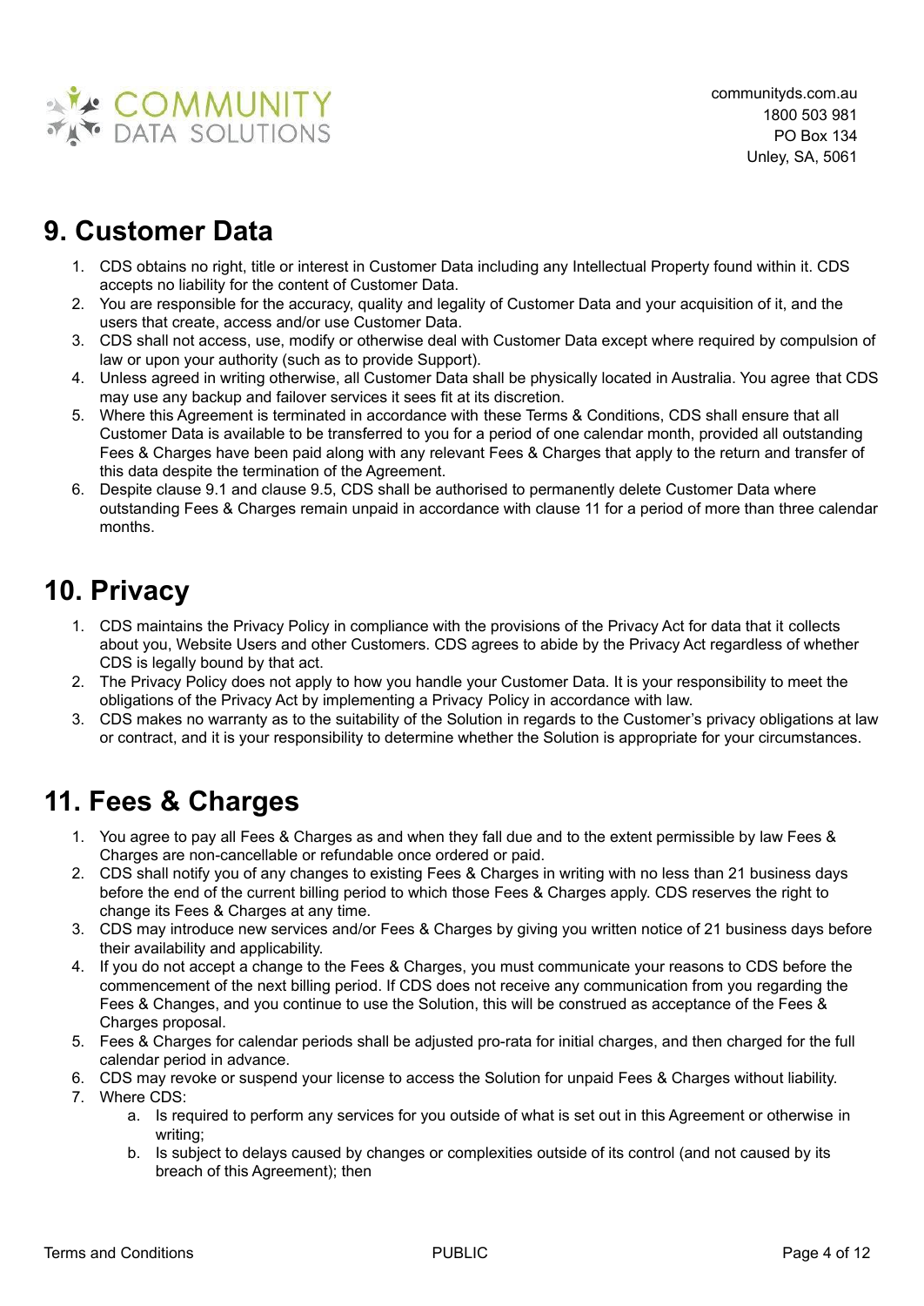## 9. Customer Data

1. CDS obtains no right, title or interest in Customer Data including any Intellectual Property found within it. CDS accepts no liability for the content of Customer Data.
2. You are responsible for the accuracy, quality and legality of Customer Data and your acquisition of it, and the users that create, access and/or use Customer Data.
3. CDS shall not access, use, modify or otherwise deal with Customer Data except where required by compulsion of law or upon your authority (such as to provide Support).
4. Unless agreed in writing otherwise, all Customer Data shall be physically located in Australia. You agree that CDS may use any backup and failover services it sees fit at its discretion.
5. Where this Agreement is terminated in accordance with these Terms & Conditions, CDS shall ensure that all Customer Data is available to be transferred to you for a period of one calendar month, provided all outstanding Fees & Charges have been paid along with any relevant Fees & Charges that apply to the return and transfer of this data despite the termination of the Agreement.
6. Despite clause 9.1 and clause 9.5, CDS shall be authorised to permanently delete Customer Data where outstanding Fees & Charges remain unpaid in accordance with clause 11 for a period of more than three calendar months.

## 10. Privacy

1. CDS maintains the Privacy Policy in compliance with the provisions of the Privacy Act for data that it collects about you, Website Users and other Customers. CDS agrees to abide by the Privacy Act regardless of whether CDS is legally bound by that act.
2. The Privacy Policy does not apply to how you handle your Customer Data. It is your responsibility to meet the obligations of the Privacy Act by implementing a Privacy Policy in accordance with law.
3. CDS makes no warranty as to the suitability of the Solution in regards to the Customer's privacy obligations at law or contract, and it is your responsibility to determine whether the Solution is appropriate for your circumstances.

## 11. Fees & Charges

1. You agree to pay all Fees & Charges as and when they fall due and to the extent permissible by law Fees & Charges are non-cancellable or refundable once ordered or paid.
2. CDS shall notify you of any changes to existing Fees & Charges in writing with no less than 21 business days before the end of the current billing period to which those Fees & Charges apply. CDS reserves the right to change its Fees & Charges at any time.
3. CDS may introduce new services and/or Fees & Charges by giving you written notice of 21 business days before their availability and applicability.
4. If you do not accept a change to the Fees & Charges, you must communicate your reasons to CDS before the commencement of the next billing period. If CDS does not receive any communication from you regarding the Fees & Changes, and you continue to use the Solution, this will be construed as acceptance of the Fees & Charges proposal.
5. Fees & Charges for calendar periods shall be adjusted pro-rata for initial charges, and then charged for the full calendar period in advance.
6. CDS may revoke or suspend your license to access the Solution for unpaid Fees & Charges without liability.
7. Where CDS:
    a. Is required to perform any services for you outside of what is set out in this Agreement or otherwise in writing;
    b. Is subject to delays caused by changes or complexities outside of its control (and not caused by its breach of this Agreement); then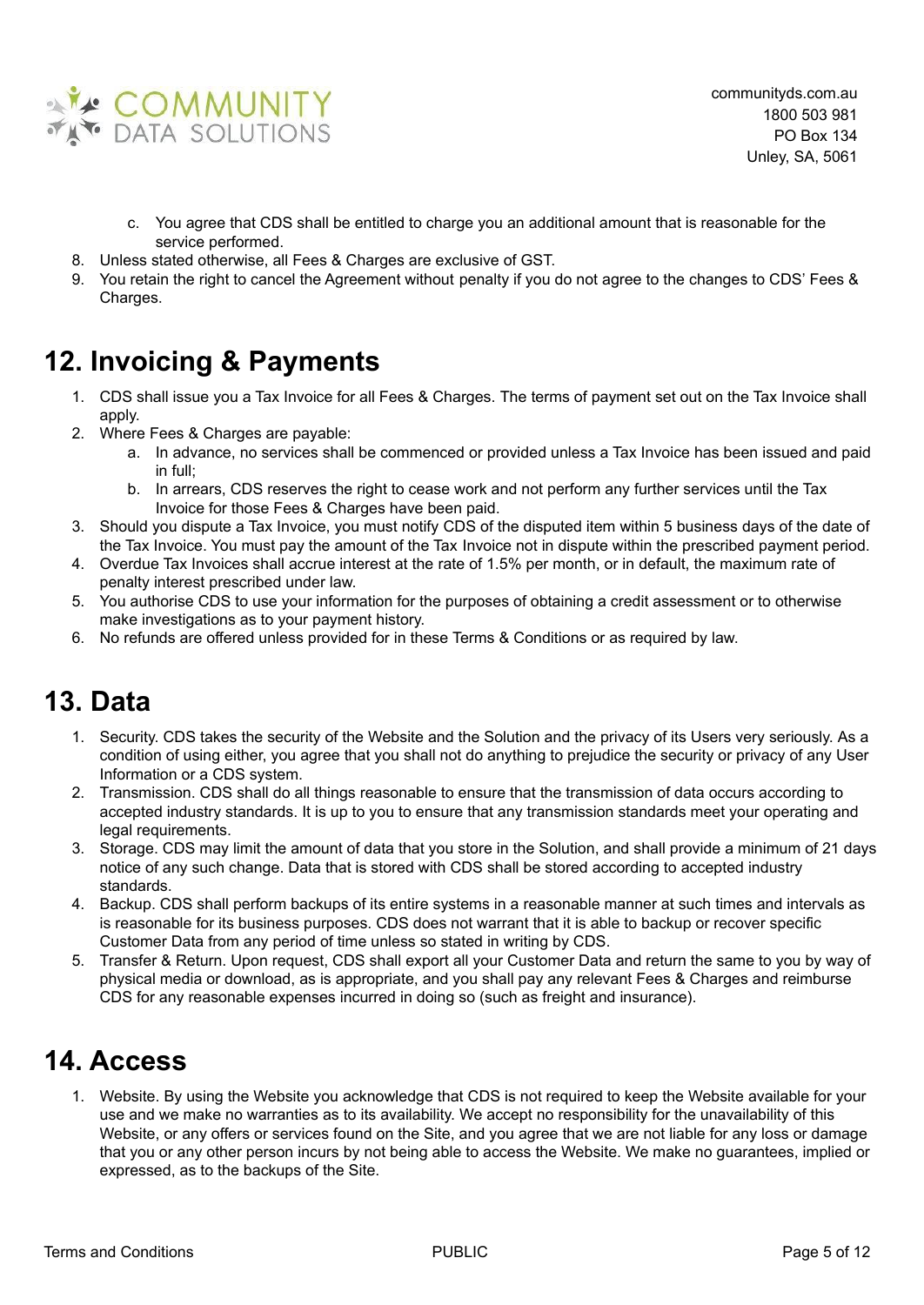c. You agree that CDS shall be entitled to charge you an additional amount that is reasonable for the service performed.

8. Unless stated otherwise, all Fees & Charges are exclusive of GST.
9. You retain the right to cancel the Agreement without penalty if you do not agree to the changes to CDS' Fees & Charges.

## 12. Invoicing & Payments

1. CDS shall issue you a Tax Invoice for all Fees & Charges. The terms of payment set out on the Tax Invoice shall apply.
2. Where Fees & Charges are payable:
   a. In advance, no services shall be commenced or provided unless a Tax Invoice has been issued and paid in full;
   b. In arrears, CDS reserves the right to cease work and not perform any further services until the Tax Invoice for those Fees & Charges have been paid.
3. Should you dispute a Tax Invoice, you must notify CDS of the disputed item within 5 business days of the date of the Tax Invoice. You must pay the amount of the Tax Invoice not in dispute within the prescribed payment period.
4. Overdue Tax Invoices shall accrue interest at the rate of 1.5% per month, or in default, the maximum rate of penalty interest prescribed under law.
5. You authorise CDS to use your information for the purposes of obtaining a credit assessment or to otherwise make investigations as to your payment history.
6. No refunds are offered unless provided for in these Terms & Conditions or as required by law.

## 13. Data

1. Security. CDS takes the security of the Website and the Solution and the privacy of its Users very seriously. As a condition of using either, you agree that you shall not do anything to prejudice the security or privacy of any User Information or a CDS system.
2. Transmission. CDS shall do all things reasonable to ensure that the transmission of data occurs according to accepted industry standards. It is up to you to ensure that any transmission standards meet your operating and legal requirements.
3. Storage. CDS may limit the amount of data that you store in the Solution, and shall provide a minimum of 21 days notice of any such change. Data that is stored with CDS shall be stored according to accepted industry standards.
4. Backup. CDS shall perform backups of its entire systems in a reasonable manner at such times and intervals as is reasonable for its business purposes. CDS does not warrant that it is able to backup or recover specific Customer Data from any period of time unless so stated in writing by CDS.
5. Transfer & Return. Upon request, CDS shall export all your Customer Data and return the same to you by way of physical media or download, as is appropriate, and you shall pay any relevant Fees & Charges and reimburse CDS for any reasonable expenses incurred in doing so (such as freight and insurance).

## 14. Access

1. Website. By using the Website you acknowledge that CDS is not required to keep the Website available for your use and we make no warranties as to its availability. We accept no responsibility for the unavailability of this Website, or any offers or services found on the Site, and you agree that we are not liable for any loss or damage that you or any other person incurs by not being able to access the Website. We make no guarantees, implied or expressed, as to the backups of the Site.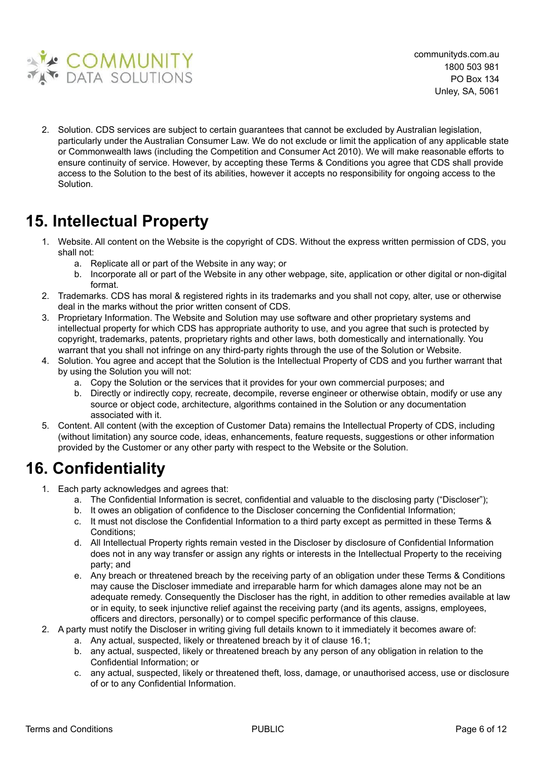2. Solution. CDS services are subject to certain guarantees that cannot be excluded by Australian legislation, particularly under the Australian Consumer Law. We do not exclude or limit the application of any applicable state or Commonwealth laws (including the Competition and Consumer Act 2010). We will make reasonable efforts to ensure continuity of service. However, by accepting these Terms & Conditions you agree that CDS shall provide access to the Solution to the best of its abilities, however it accepts no responsibility for ongoing access to the Solution.

# 15. Intellectual Property

1. Website. All content on the Website is the copyright of CDS. Without the express written permission of CDS, you shall not:
   a. Replicate all or part of the Website in any way; or
   b. Incorporate all or part of the Website in any other webpage, site, application or other digital or non-digital format.
2. Trademarks. CDS has moral & registered rights in its trademarks and you shall not copy, alter, use or otherwise deal in the marks without the prior written consent of CDS.
3. Proprietary Information. The Website and Solution may use software and other proprietary systems and intellectual property for which CDS has appropriate authority to use, and you agree that such is protected by copyright, trademarks, patents, proprietary rights and other laws, both domestically and internationally. You warrant that you shall not infringe on any third-party rights through the use of the Solution or Website.
4. Solution. You agree and accept that the Solution is the Intellectual Property of CDS and you further warrant that by using the Solution you will not:
   a. Copy the Solution or the services that it provides for your own commercial purposes; and
   b. Directly or indirectly copy, recreate, decompile, reverse engineer or otherwise obtain, modify or use any source or object code, architecture, algorithms contained in the Solution or any documentation associated with it.
5. Content. All content (with the exception of Customer Data) remains the Intellectual Property of CDS, including (without limitation) any source code, ideas, enhancements, feature requests, suggestions or other information provided by the Customer or any other party with respect to the Website or the Solution.

# 16. Confidentiality

1. Each party acknowledges and agrees that:
   a. The Confidential Information is secret, confidential and valuable to the disclosing party ("Discloser");
   b. It owes an obligation of confidence to the Discloser concerning the Confidential Information;
   c. It must not disclose the Confidential Information to a third party except as permitted in these Terms & Conditions;
   d. All Intellectual Property rights remain vested in the Discloser by disclosure of Confidential Information does not in any way transfer or assign any rights or interests in the Intellectual Property to the receiving party; and
   e. Any breach or threatened breach by the receiving party of an obligation under these Terms & Conditions may cause the Discloser immediate and irreparable harm for which damages alone may not be an adequate remedy. Consequently the Discloser has the right, in addition to other remedies available at law or in equity, to seek injunctive relief against the receiving party (and its agents, assigns, employees, officers and directors, personally) or to compel specific performance of this clause.
2. A party must notify the Discloser in writing giving full details known to it immediately it becomes aware of:
   a. Any actual, suspected, likely or threatened breach by it of clause 16.1;
   b. any actual, suspected, likely or threatened breach by any person of any obligation in relation to the Confidential Information; or
   c. any actual, suspected, likely or threatened theft, loss, damage, or unauthorised access, use or disclosure of or to any Confidential Information.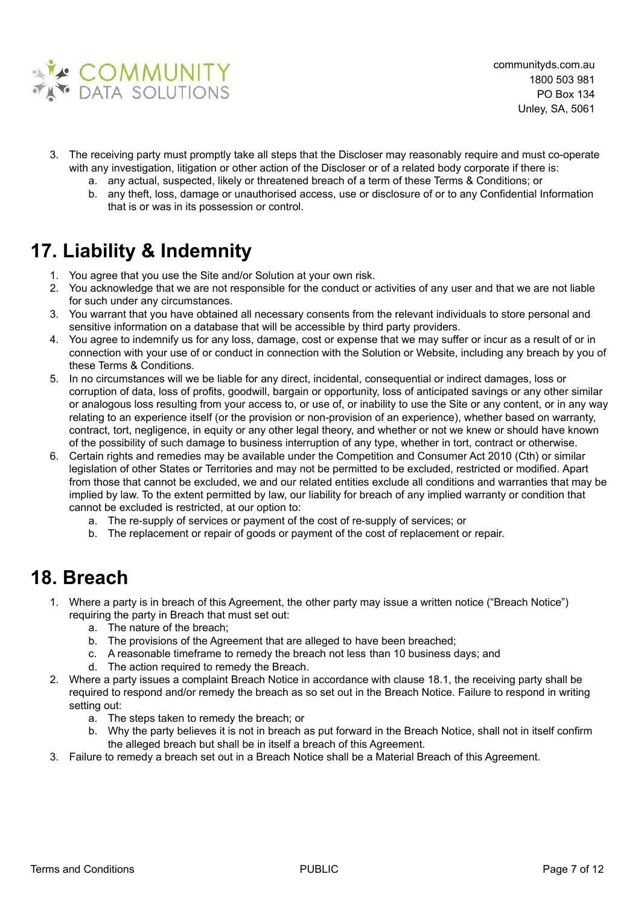3. The receiving party must promptly take all steps that the Discloser may reasonably require and must co-operate with any investigation, litigation or other action of the Discloser or of a related body corporate if there is:
    a. any actual, suspected, likely or threatened breach of a term of these Terms & Conditions; or
    b. any theft, loss, damage or unauthorised access, use or disclosure of or to any Confidential Information that is or was in its possession or control.

# 17. Liability & Indemnity

1. You agree that you use the Site and/or Solution at your own risk.
2. You acknowledge that we are not responsible for the conduct or activities of any user and that we are not liable for such under any circumstances.
3. You warrant that you have obtained all necessary consents from the relevant individuals to store personal and sensitive information on a database that will be accessible by third party providers.
4. You agree to indemnify us for any loss, damage, cost or expense that we may suffer or incur as a result of or in connection with your use of or conduct in connection with the Solution or Website, including any breach by you of these Terms & Conditions.
5. In no circumstances will we be liable for any direct, incidental, consequential or indirect damages, loss or corruption of data, loss of profits, goodwill, bargain or opportunity, loss of anticipated savings or any other similar or analogous loss resulting from your access to, or use of, or inability to use the Site or any content, or in any way relating to an experience itself (or the provision or non-provision of an experience), whether based on warranty, contract, tort, negligence, in equity or any other legal theory, and whether or not we knew or should have known of the possibility of such damage to business interruption of any type, whether in tort, contract or otherwise.
6. Certain rights and remedies may be available under the Competition and Consumer Act 2010 (Cth) or similar legislation of other States or Territories and may not be permitted to be excluded, restricted or modified. Apart from those that cannot be excluded, we and our related entities exclude all conditions and warranties that may be implied by law. To the extent permitted by law, our liability for breach of any implied warranty or condition that cannot be excluded is restricted, at our option to:
    a. The re-supply of services or payment of the cost of re-supply of services; or
    b. The replacement or repair of goods or payment of the cost of replacement or repair.

# 18. Breach

1. Where a party is in breach of this Agreement, the other party may issue a written notice ("Breach Notice") requiring the party in Breach that must set out:
    a. The nature of the breach;
    b. The provisions of the Agreement that are alleged to have been breached;
    c. A reasonable timeframe to remedy the breach not less than 10 business days; and
    d. The action required to remedy the Breach.
2. Where a party issues a complaint Breach Notice in accordance with clause 18.1, the receiving party shall be required to respond and/or remedy the breach as so set out in the Breach Notice. Failure to respond in writing setting out:
    a. The steps taken to remedy the breach; or
    b. Why the party believes it is not in breach as put forward in the Breach Notice, shall not in itself confirm the alleged breach but shall be in itself a breach of this Agreement.
3. Failure to remedy a breach set out in a Breach Notice shall be a Material Breach of this Agreement.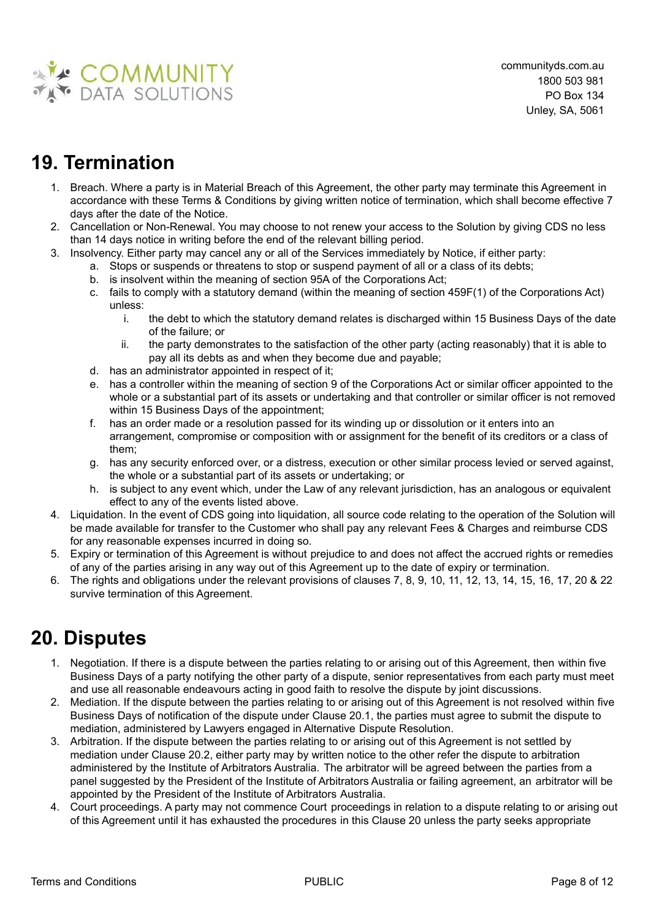## 19. Termination

1. Breach. Where a party is in Material Breach of this Agreement, the other party may terminate this Agreement in accordance with these Terms & Conditions by giving written notice of termination, which shall become effective 7 days after the date of the Notice.
2. Cancellation or Non-Renewal. You may choose to not renew your access to the Solution by giving CDS no less than 14 days notice in writing before the end of the relevant billing period.
3. Insolvency. Either party may cancel any or all of the Services immediately by Notice, if either party:
    a. Stops or suspends or threatens to stop or suspend payment of all or a class of its debts;
    b. is insolvent within the meaning of section 95A of the Corporations Act;
    c. fails to comply with a statutory demand (within the meaning of section 459F(1) of the Corporations Act) unless:
        i. the debt to which the statutory demand relates is discharged within 15 Business Days of the date of the failure; or
        ii. the party demonstrates to the satisfaction of the other party (acting reasonably) that it is able to pay all its debts as and when they become due and payable;
    d. has an administrator appointed in respect of it;
    e. has a controller within the meaning of section 9 of the Corporations Act or similar officer appointed to the whole or a substantial part of its assets or undertaking and that controller or similar officer is not removed within 15 Business Days of the appointment;
    f. has an order made or a resolution passed for its winding up or dissolution or it enters into an arrangement, compromise or composition with or assignment for the benefit of its creditors or a class of them;
    g. has any security enforced over, or a distress, execution or other similar process levied or served against, the whole or a substantial part of its assets or undertaking; or
    h. is subject to any event which, under the Law of any relevant jurisdiction, has an analogous or equivalent effect to any of the events listed above.
4. Liquidation. In the event of CDS going into liquidation, all source code relating to the operation of the Solution will be made available for transfer to the Customer who shall pay any relevant Fees & Charges and reimburse CDS for any reasonable expenses incurred in doing so.
5. Expiry or termination of this Agreement is without prejudice to and does not affect the accrued rights or remedies of any of the parties arising in any way out of this Agreement up to the date of expiry or termination.
6. The rights and obligations under the relevant provisions of clauses 7, 8, 9, 10, 11, 12, 13, 14, 15, 16, 17, 20 & 22 survive termination of this Agreement.

## 20. Disputes

1. Negotiation. If there is a dispute between the parties relating to or arising out of this Agreement, then within five Business Days of a party notifying the other party of a dispute, senior representatives from each party must meet and use all reasonable endeavours acting in good faith to resolve the dispute by joint discussions.
2. Mediation. If the dispute between the parties relating to or arising out of this Agreement is not resolved within five Business Days of notification of the dispute under Clause 20.1, the parties must agree to submit the dispute to mediation, administered by Lawyers engaged in Alternative Dispute Resolution.
3. Arbitration. If the dispute between the parties relating to or arising out of this Agreement is not settled by mediation under Clause 20.2, either party may by written notice to the other refer the dispute to arbitration administered by the Institute of Arbitrators Australia. The arbitrator will be agreed between the parties from a panel suggested by the President of the Institute of Arbitrators Australia or failing agreement, an arbitrator will be appointed by the President of the Institute of Arbitrators Australia.
4. Court proceedings. A party may not commence Court proceedings in relation to a dispute relating to or arising out of this Agreement until it has exhausted the procedures in this Clause 20 unless the party seeks appropriate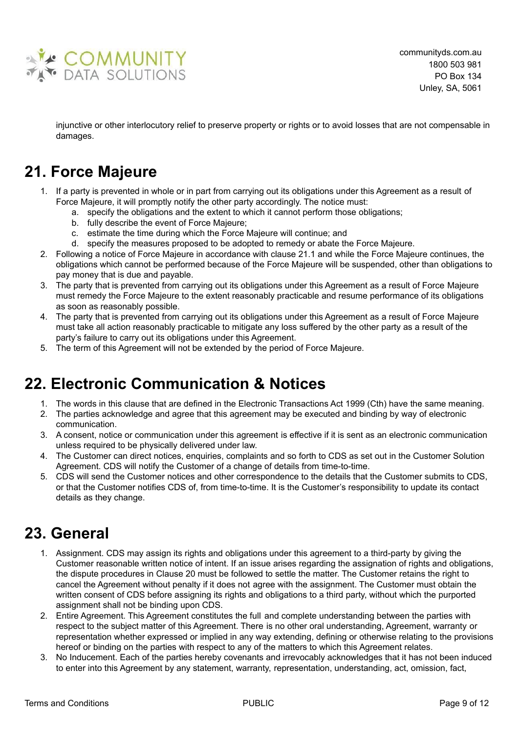injunctive or other interlocutory relief to preserve property or rights or to avoid losses that are not compensable in damages.

# 21. Force Majeure

1. If a party is prevented in whole or in part from carrying out its obligations under this Agreement as a result of Force Majeure, it will promptly notify the other party accordingly. The notice must:
    a. specify the obligations and the extent to which it cannot perform those obligations;
    b. fully describe the event of Force Majeure;
    c. estimate the time during which the Force Majeure will continue; and
    d. specify the measures proposed to be adopted to remedy or abate the Force Majeure.
2. Following a notice of Force Majeure in accordance with clause 21.1 and while the Force Majeure continues, the obligations which cannot be performed because of the Force Majeure will be suspended, other than obligations to pay money that is due and payable.
3. The party that is prevented from carrying out its obligations under this Agreement as a result of Force Majeure must remedy the Force Majeure to the extent reasonably practicable and resume performance of its obligations as soon as reasonably possible.
4. The party that is prevented from carrying out its obligations under this Agreement as a result of Force Majeure must take all action reasonably practicable to mitigate any loss suffered by the other party as a result of the party's failure to carry out its obligations under this Agreement.
5. The term of this Agreement will not be extended by the period of Force Majeure.

# 22. Electronic Communication & Notices

1. The words in this clause that are defined in the Electronic Transactions Act 1999 (Cth) have the same meaning.
2. The parties acknowledge and agree that this agreement may be executed and binding by way of electronic communication.
3. A consent, notice or communication under this agreement is effective if it is sent as an electronic communication unless required to be physically delivered under law.
4. The Customer can direct notices, enquiries, complaints and so forth to CDS as set out in the Customer Solution Agreement. CDS will notify the Customer of a change of details from time-to-time.
5. CDS will send the Customer notices and other correspondence to the details that the Customer submits to CDS, or that the Customer notifies CDS of, from time-to-time. It is the Customer's responsibility to update its contact details as they change.

# 23. General

1. Assignment. CDS may assign its rights and obligations under this agreement to a third-party by giving the Customer reasonable written notice of intent. If an issue arises regarding the assignation of rights and obligations, the dispute procedures in Clause 20 must be followed to settle the matter. The Customer retains the right to cancel the Agreement without penalty if it does not agree with the assignment. The Customer must obtain the written consent of CDS before assigning its rights and obligations to a third party, without which the purported assignment shall not be binding upon CDS.
2. Entire Agreement. This Agreement constitutes the full and complete understanding between the parties with respect to the subject matter of this Agreement. There is no other oral understanding, Agreement, warranty or representation whether expressed or implied in any way extending, defining or otherwise relating to the provisions hereof or binding on the parties with respect to any of the matters to which this Agreement relates.
3. No Inducement. Each of the parties hereby covenants and irrevocably acknowledges that it has not been induced to enter into this Agreement by any statement, warranty, representation, understanding, act, omission, fact,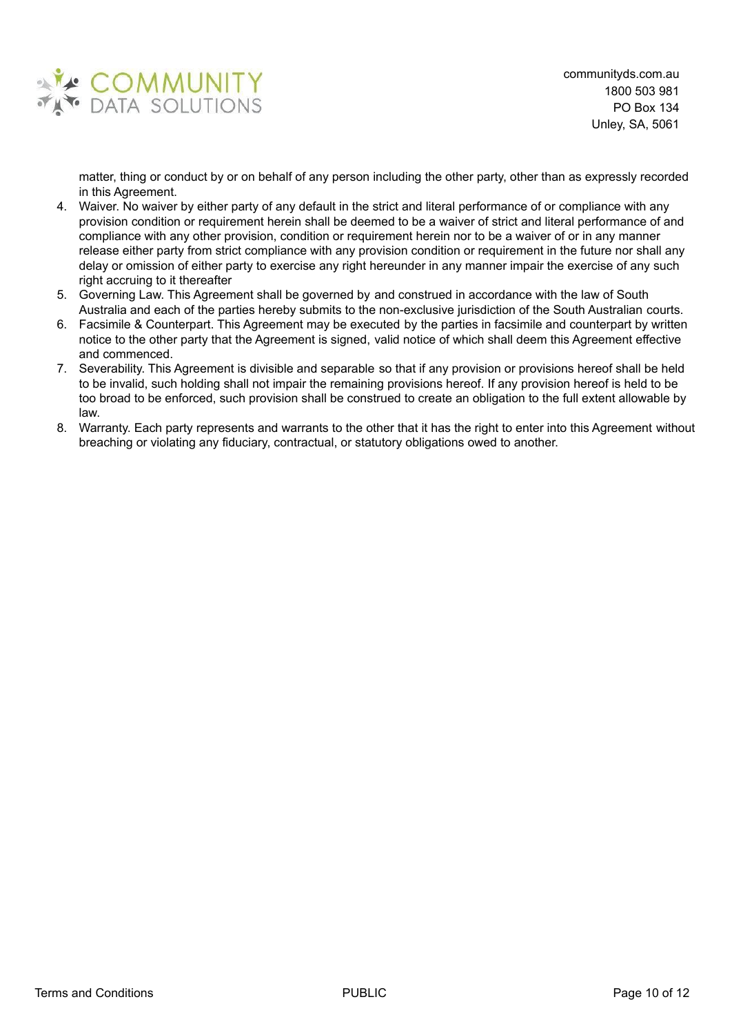matter, thing or conduct by or on behalf of any person including the other party, other than as expressly recorded in this Agreement.

4. Waiver. No waiver by either party of any default in the strict and literal performance of or compliance with any provision condition or requirement herein shall be deemed to be a waiver of strict and literal performance of and compliance with any other provision, condition or requirement herein nor to be a waiver of or in any manner release either party from strict compliance with any provision condition or requirement in the future nor shall any delay or omission of either party to exercise any right hereunder in any manner impair the exercise of any such right accruing to it thereafter
5. Governing Law. This Agreement shall be governed by and construed in accordance with the law of South Australia and each of the parties hereby submits to the non-exclusive jurisdiction of the South Australian courts.
6. Facsimile & Counterpart. This Agreement may be executed by the parties in facsimile and counterpart by written notice to the other party that the Agreement is signed, valid notice of which shall deem this Agreement effective and commenced.
7. Severability. This Agreement is divisible and separable so that if any provision or provisions hereof shall be held to be invalid, such holding shall not impair the remaining provisions hereof. If any provision hereof is held to be too broad to be enforced, such provision shall be construed to create an obligation to the full extent allowable by law.
8. Warranty. Each party represents and warrants to the other that it has the right to enter into this Agreement without breaching or violating any fiduciary, contractual, or statutory obligations owed to another.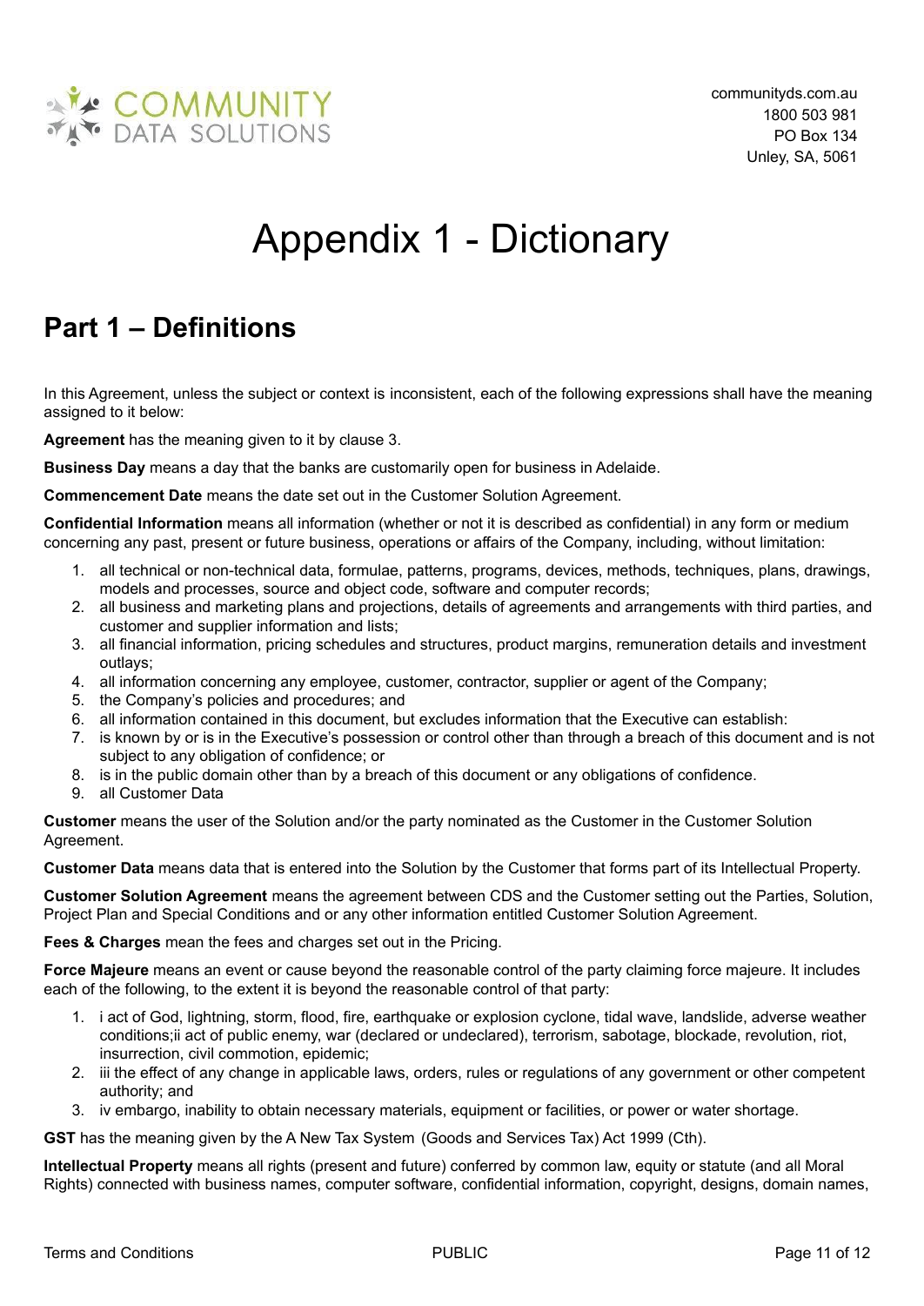# Appendix 1 - Dictionary

## Part 1 – Definitions

In this Agreement, unless the subject or context is inconsistent, each of the following expressions shall have the meaning assigned to it below:

**Agreement** has the meaning given to it by clause 3.

**Business Day** means a day that the banks are customarily open for business in Adelaide.

**Commencement Date** means the date set out in the Customer Solution Agreement.

**Confidential Information** means all information (whether or not it is described as confidential) in any form or medium concerning any past, present or future business, operations or affairs of the Company, including, without limitation:

1. all technical or non-technical data, formulae, patterns, programs, devices, methods, techniques, plans, drawings, models and processes, source and object code, software and computer records;
2. all business and marketing plans and projections, details of agreements and arrangements with third parties, and customer and supplier information and lists;
3. all financial information, pricing schedules and structures, product margins, remuneration details and investment outlays;
4. all information concerning any employee, customer, contractor, supplier or agent of the Company;
5. the Company's policies and procedures; and
6. all information contained in this document, but excludes information that the Executive can establish:
7. is known by or is in the Executive's possession or control other than through a breach of this document and is not subject to any obligation of confidence; or
8. is in the public domain other than by a breach of this document or any obligations of confidence.
9. all Customer Data

**Customer** means the user of the Solution and/or the party nominated as the Customer in the Customer Solution Agreement.

**Customer Data** means data that is entered into the Solution by the Customer that forms part of its Intellectual Property.

**Customer Solution Agreement** means the agreement between CDS and the Customer setting out the Parties, Solution, Project Plan and Special Conditions and or any other information entitled Customer Solution Agreement.

**Fees & Charges** mean the fees and charges set out in the Pricing.

**Force Majeure** means an event or cause beyond the reasonable control of the party claiming force majeure. It includes each of the following, to the extent it is beyond the reasonable control of that party:

1. i act of God, lightning, storm, flood, fire, earthquake or explosion cyclone, tidal wave, landslide, adverse weather conditions;ii act of public enemy, war (declared or undeclared), terrorism, sabotage, blockade, revolution, riot, insurrection, civil commotion, epidemic;
2. iii the effect of any change in applicable laws, orders, rules or regulations of any government or other competent authority; and
3. iv embargo, inability to obtain necessary materials, equipment or facilities, or power or water shortage.

**GST** has the meaning given by the A New Tax System (Goods and Services Tax) Act 1999 (Cth).

**Intellectual Property** means all rights (present and future) conferred by common law, equity or statute (and all Moral Rights) connected with business names, computer software, confidential information, copyright, designs, domain names,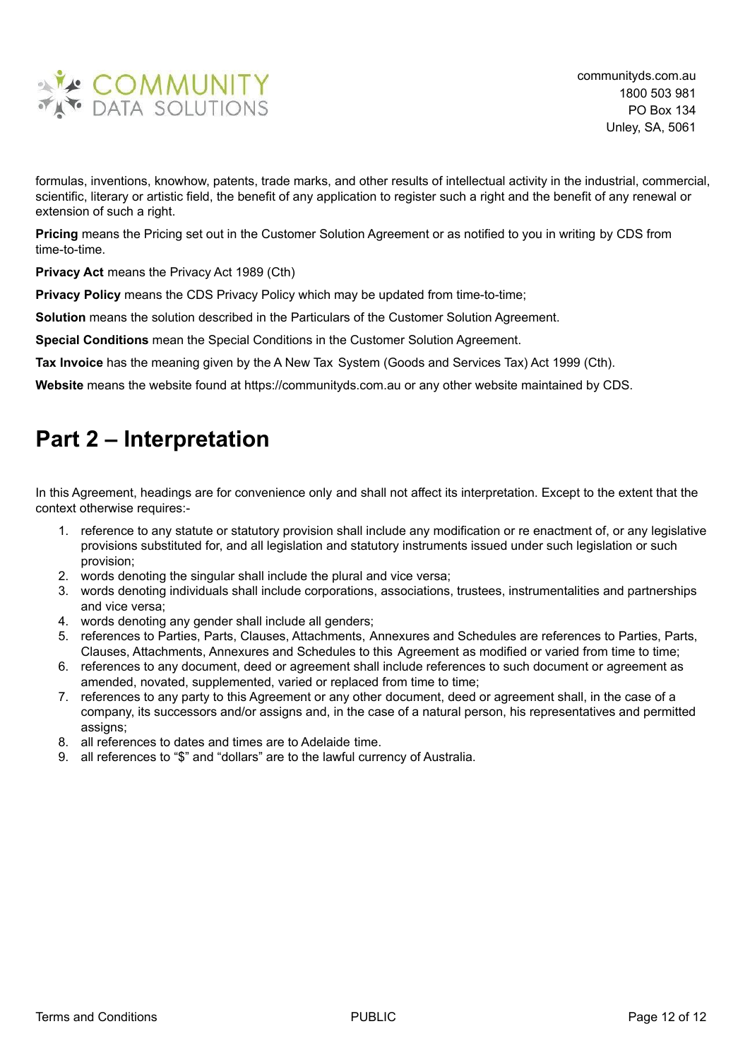formulas, inventions, knowhow, patents, trade marks, and other results of intellectual activity in the industrial, commercial, scientific, literary or artistic field, the benefit of any application to register such a right and the benefit of any renewal or extension of such a right.

**Pricing** means the Pricing set out in the Customer Solution Agreement or as notified to you in writing by CDS from time-to-time.

**Privacy Act** means the Privacy Act 1989 (Cth)

**Privacy Policy** means the CDS Privacy Policy which may be updated from time-to-time;

**Solution** means the solution described in the Particulars of the Customer Solution Agreement.

**Special Conditions** mean the Special Conditions in the Customer Solution Agreement.

**Tax Invoice** has the meaning given by the A New Tax System (Goods and Services Tax) Act 1999 (Cth).

**Website** means the website found at https://communityds.com.au or any other website maintained by CDS.

# Part 2 – Interpretation

In this Agreement, headings are for convenience only and shall not affect its interpretation. Except to the extent that the context otherwise requires:-

1. reference to any statute or statutory provision shall include any modification or re enactment of, or any legislative provisions substituted for, and all legislation and statutory instruments issued under such legislation or such provision;
2. words denoting the singular shall include the plural and vice versa;
3. words denoting individuals shall include corporations, associations, trustees, instrumentalities and partnerships and vice versa;
4. words denoting any gender shall include all genders;
5. references to Parties, Parts, Clauses, Attachments, Annexures and Schedules are references to Parties, Parts, Clauses, Attachments, Annexures and Schedules to this Agreement as modified or varied from time to time;
6. references to any document, deed or agreement shall include references to such document or agreement as amended, novated, supplemented, varied or replaced from time to time;
7. references to any party to this Agreement or any other document, deed or agreement shall, in the case of a company, its successors and/or assigns and, in the case of a natural person, his representatives and permitted assigns;
8. all references to dates and times are to Adelaide time.
9. all references to "$" and "dollars" are to the lawful currency of Australia.